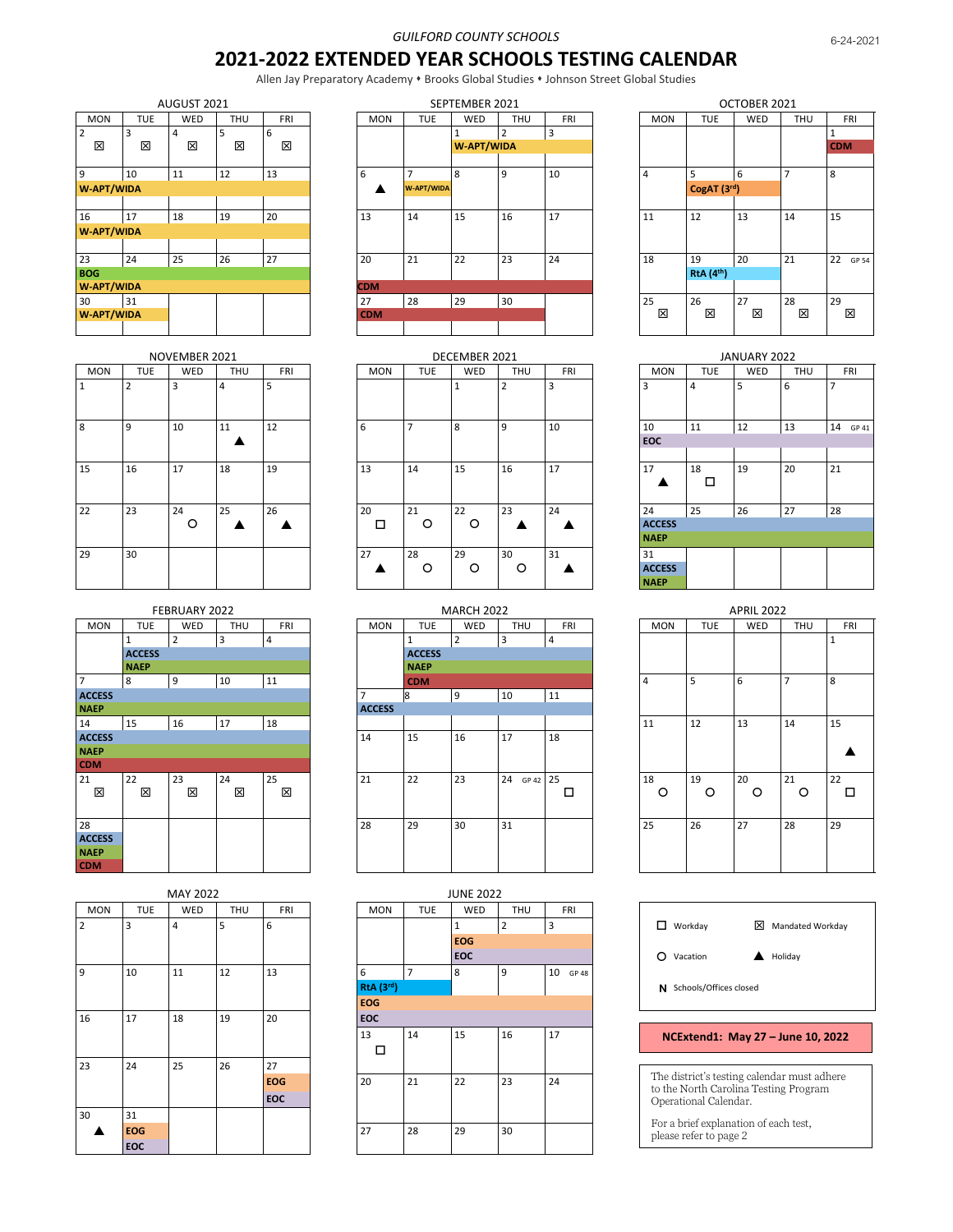*GUILFORD COUNTY SCHOOLS*

6-24-2021

# 2021-2022 EXTENDED YEAR SCHOOLS TESTING CALENDAR

Allen Jay Preparatory Academy ♦ Brooks Global Studies ♦ Johnson Street Global Studies

### AUGUST 2021

| MON | TUE | WED | THU | FRI |
|---|---|---|---|---|
| 2 ☒ | 3 ☒ | 4 ☒ | 5 ☒ | 6 ☒ |
| 9 W-APT/WIDA | 10 W-APT/WIDA | 11 W-APT/WIDA | 12 W-APT/WIDA | 13 W-APT/WIDA |
| 16 W-APT/WIDA | 17 W-APT/WIDA | 18 W-APT/WIDA | 19 W-APT/WIDA | 20 W-APT/WIDA |
| 23 BOG, W-APT/WIDA | 24 BOG, W-APT/WIDA | 25 BOG, W-APT/WIDA | 26 BOG, W-APT/WIDA | 27 BOG, W-APT/WIDA |
| 30 W-APT/WIDA | 31 W-APT/WIDA | | | |

### SEPTEMBER 2021

| MON | TUE | WED | THU | FRI |
|---|---|---|---|---|
| | | 1 W-APT/WIDA | 2 W-APT/WIDA | 3 W-APT/WIDA |
| 6 ▲ | 7 W-APT/WIDA | 8 | 9 | 10 |
| 13 | 14 | 15 | 16 | 17 |
| 20 CDM | 21 CDM | 22 CDM | 23 CDM | 24 CDM |
| 27 CDM | 28 CDM | 29 CDM | 30 CDM | |

### OCTOBER 2021

| MON | TUE | WED | THU | FRI |
|---|---|---|---|---|
| | | | | 1 CDM |
| 4 | 5 CogAT (3rd) | 6 CogAT (3rd) | 7 | 8 |
| 11 | 12 | 13 | 14 | 15 |
| 18 | 19 RtA (4th) | 20 RtA (4th) | 21 | 22 GP 54 |
| 25 ☒ | 26 ☒ | 27 ☒ | 28 ☒ | 29 ☒ |

### NOVEMBER 2021

| MON | TUE | WED | THU | FRI |
|---|---|---|---|---|
| 1 | 2 | 3 | 4 | 5 |
| 8 | 9 | 10 | 11 ▲ | 12 |
| 15 | 16 | 17 | 18 | 19 |
| 22 | 23 | 24 ○ | 25 ▲ | 26 ▲ |
| 29 | 30 | | | |

### DECEMBER 2021

| MON | TUE | WED | THU | FRI |
|---|---|---|---|---|
| | | 1 | 2 | 3 |
| 6 | 7 | 8 | 9 | 10 |
| 13 | 14 | 15 | 16 | 17 |
| 20 ☐ | 21 ○ | 22 ○ | 23 ▲ | 24 ▲ |
| 27 ▲ | 28 ○ | 29 ○ | 30 ○ | 31 ▲ |

### JANUARY 2022

| MON | TUE | WED | THU | FRI |
|---|---|---|---|---|
| 3 | 4 | 5 | 6 | 7 |
| 10 EOC | 11 EOC | 12 EOC | 13 EOC | 14 GP 41 EOC |
| 17 ▲ | 18 ☐ | 19 | 20 | 21 |
| 24 ACCESS, NAEP | 25 ACCESS, NAEP | 26 ACCESS, NAEP | 27 ACCESS, NAEP | 28 ACCESS, NAEP |
| 31 ACCESS, NAEP | | | | |

### FEBRUARY 2022

| MON | TUE | WED | THU | FRI |
|---|---|---|---|---|
| | 1 ACCESS, NAEP | 2 ACCESS, NAEP | 3 ACCESS, NAEP | 4 ACCESS, NAEP |
| 7 ACCESS, NAEP | 8 ACCESS, NAEP | 9 ACCESS, NAEP | 10 ACCESS, NAEP | 11 ACCESS, NAEP |
| 14 ACCESS, NAEP, CDM | 15 ACCESS, NAEP, CDM | 16 ACCESS, NAEP, CDM | 17 ACCESS, NAEP, CDM | 18 ACCESS, NAEP, CDM |
| 21 ☒ | 22 ☒ | 23 ☒ | 24 ☒ | 25 ☒ |
| 28 ACCESS, NAEP, CDM | | | | |

### MARCH 2022

| MON | TUE | WED | THU | FRI |
|---|---|---|---|---|
| | 1 ACCESS, NAEP, CDM | 2 ACCESS, NAEP, CDM | 3 ACCESS, NAEP, CDM | 4 ACCESS, NAEP, CDM |
| 7 ACCESS | 8 ACCESS | 9 ACCESS | 10 ACCESS | 11 ACCESS |
| 14 | 15 | 16 | 17 | 18 |
| 21 | 22 | 23 | 24 GP 42 | 25 ☐ |
| 28 | 29 | 30 | 31 | |

### APRIL 2022

| MON | TUE | WED | THU | FRI |
|---|---|---|---|---|
| | | | | 1 |
| 4 | 5 | 6 | 7 | 8 |
| 11 | 12 | 13 | 14 | 15 ▲ |
| 18 ○ | 19 ○ | 20 ○ | 21 ○ | 22 ☐ |
| 25 | 26 | 27 | 28 | 29 |

### MAY 2022

| MON | TUE | WED | THU | FRI |
|---|---|---|---|---|
| 2 | 3 | 4 | 5 | 6 |
| 9 | 10 | 11 | 12 | 13 |
| 16 | 17 | 18 | 19 | 20 |
| 23 | 24 | 25 | 26 | 27 EOG, EOC |
| 30 ▲ | 31 EOG, EOC | | | |

### JUNE 2022

| MON | TUE | WED | THU | FRI |
|---|---|---|---|---|
| | | 1 EOG, EOC | 2 EOG, EOC | 3 EOG, EOC |
| 6 RtA (3rd), EOG, EOC | 7 RtA (3rd), EOG, EOC | 8 EOG, EOC | 9 EOG, EOC | 10 GP 48 EOG, EOC |
| 13 ☐ | 14 | 15 | 16 | 17 |
| 20 | 21 | 22 | 23 | 24 |
| 27 | 28 | 29 | 30 | |

### Legend

| | |
|---|---|
| ☐ Workday | ☒ Mandated Workday |
| ○ Vacation | ▲ Holiday |
| N Schools/Offices closed | |

**NCExtend1: May 27 – June 10, 2022**

The district's testing calendar must adhere to the North Carolina Testing Program Operational Calendar.

For a brief explanation of each test, please refer to page 2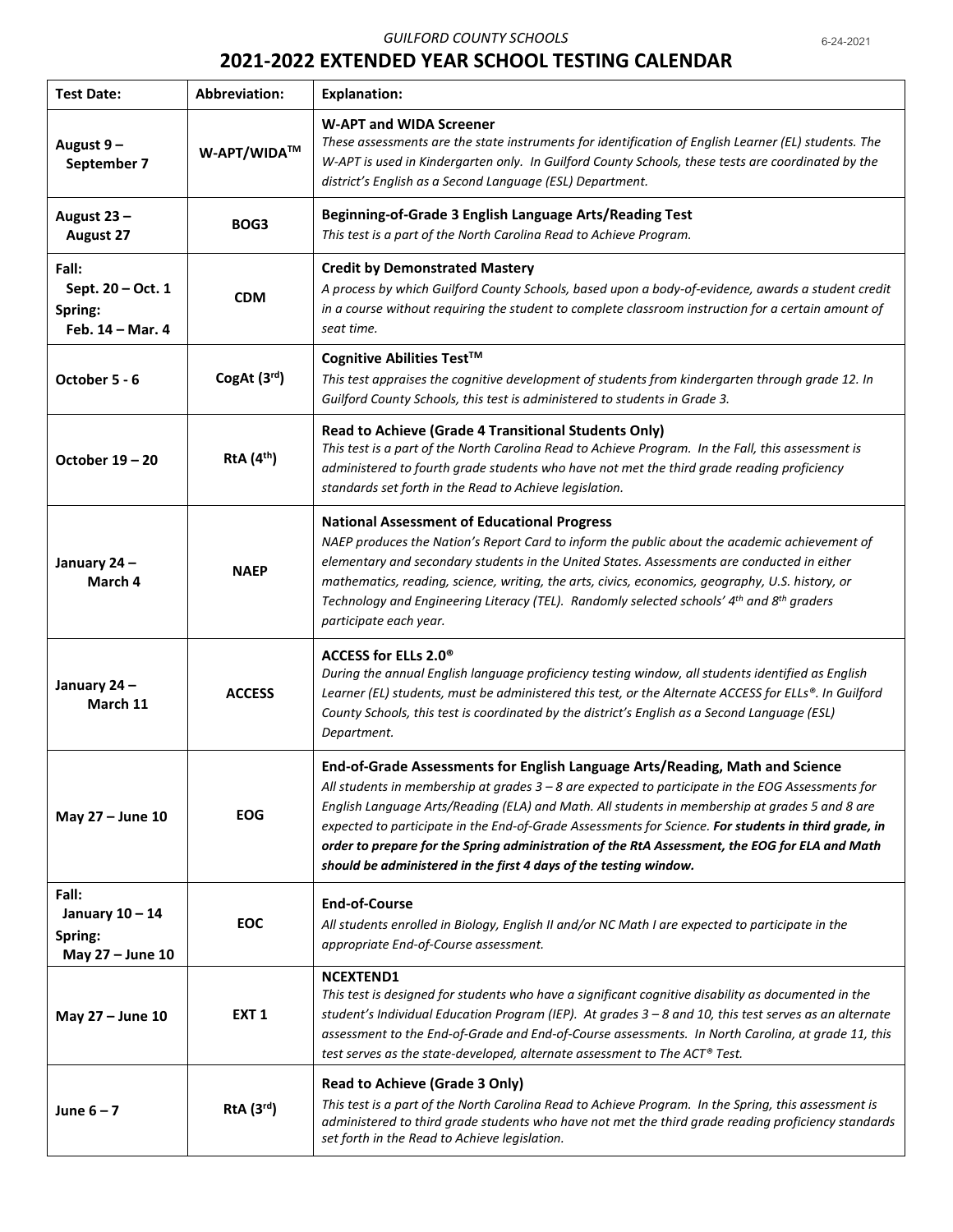*GUILFORD COUNTY SCHOOLS*

6-24-2021

# 2021-2022 EXTENDED YEAR SCHOOL TESTING CALENDAR

| Test Date: | Abbreviation: | Explanation: |
|---|---|---|
| **August 9 – September 7** | **W-APT/WIDA™** | **W-APT and WIDA Screener**<br>*These assessments are the state instruments for identification of English Learner (EL) students. The W-APT is used in Kindergarten only. In Guilford County Schools, these tests are coordinated by the district's English as a Second Language (ESL) Department.* |
| **August 23 – August 27** | **BOG3** | **Beginning-of-Grade 3 English Language Arts/Reading Test**<br>*This test is a part of the North Carolina Read to Achieve Program.* |
| **Fall: Sept. 20 – Oct. 1**<br>**Spring: Feb. 14 – Mar. 4** | **CDM** | **Credit by Demonstrated Mastery**<br>*A process by which Guilford County Schools, based upon a body-of-evidence, awards a student credit in a course without requiring the student to complete classroom instruction for a certain amount of seat time.* |
| **October 5 - 6** | **CogAt (3rd)** | **Cognitive Abilities Test™**<br>*This test appraises the cognitive development of students from kindergarten through grade 12. In Guilford County Schools, this test is administered to students in Grade 3.* |
| **October 19 – 20** | **RtA (4th)** | **Read to Achieve (Grade 4 Transitional Students Only)**<br>*This test is a part of the North Carolina Read to Achieve Program. In the Fall, this assessment is administered to fourth grade students who have not met the third grade reading proficiency standards set forth in the Read to Achieve legislation.* |
| **January 24 – March 4** | **NAEP** | **National Assessment of Educational Progress**<br>*NAEP produces the Nation's Report Card to inform the public about the academic achievement of elementary and secondary students in the United States. Assessments are conducted in either mathematics, reading, science, writing, the arts, civics, economics, geography, U.S. history, or Technology and Engineering Literacy (TEL). Randomly selected schools' 4th and 8th graders participate each year.* |
| **January 24 – March 11** | **ACCESS** | **ACCESS for ELLs 2.0®**<br>*During the annual English language proficiency testing window, all students identified as English Learner (EL) students, must be administered this test, or the Alternate ACCESS for ELLs®. In Guilford County Schools, this test is coordinated by the district's English as a Second Language (ESL) Department.* |
| **May 27 – June 10** | **EOG** | **End-of-Grade Assessments for English Language Arts/Reading, Math and Science**<br>*All students in membership at grades 3 – 8 are expected to participate in the EOG Assessments for English Language Arts/Reading (ELA) and Math. All students in membership at grades 5 and 8 are expected to participate in the End-of-Grade Assessments for Science.* ***For students in third grade, in order to prepare for the Spring administration of the RtA Assessment, the EOG for ELA and Math should be administered in the first 4 days of the testing window.*** |
| **Fall: January 10 – 14**<br>**Spring: May 27 – June 10** | **EOC** | **End-of-Course**<br>*All students enrolled in Biology, English II and/or NC Math I are expected to participate in the appropriate End-of-Course assessment.* |
| **May 27 – June 10** | **EXT 1** | **NCEXTEND1**<br>*This test is designed for students who have a significant cognitive disability as documented in the student's Individual Education Program (IEP). At grades 3 – 8 and 10, this test serves as an alternate assessment to the End-of-Grade and End-of-Course assessments. In North Carolina, at grade 11, this test serves as the state-developed, alternate assessment to The ACT® Test.* |
| **June 6 – 7** | **RtA (3rd)** | **Read to Achieve (Grade 3 Only)**<br>*This test is a part of the North Carolina Read to Achieve Program. In the Spring, this assessment is administered to third grade students who have not met the third grade reading proficiency standards set forth in the Read to Achieve legislation.* |